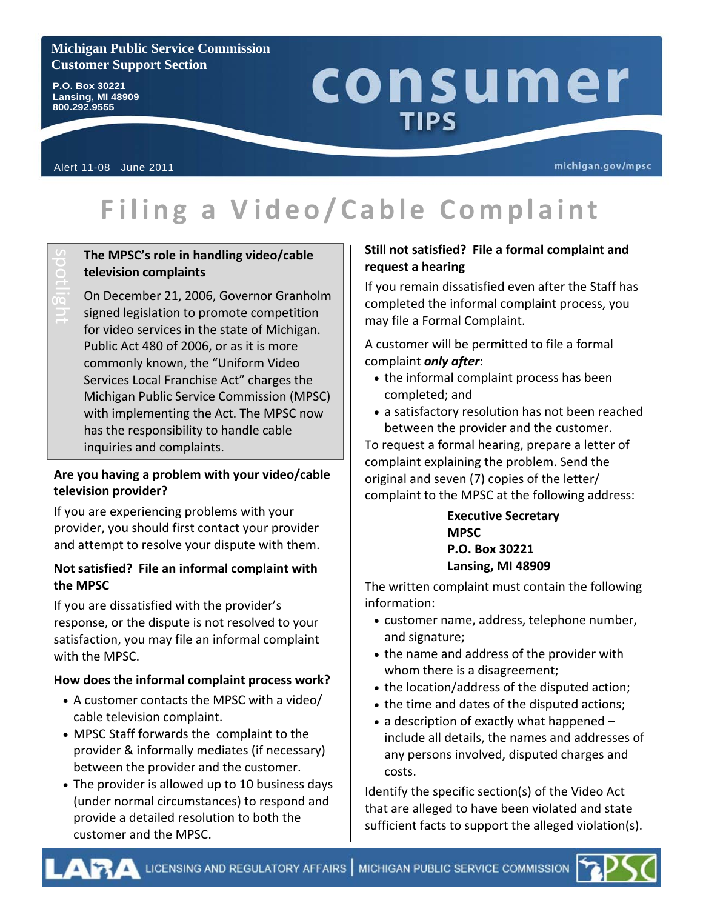**Michigan Public Service Commission**
**Customer Support Section**

P.O. Box 30221
Lansing, MI 48909
800.292.9555

# consumer TIPS

Alert 11-08 June 2011

michigan.gov/mpsc

# Filing a Video/Cable Complaint

spotlight

### The MPSC's role in handling video/cable television complaints

On December 21, 2006, Governor Granholm signed legislation to promote competition for video services in the state of Michigan. Public Act 480 of 2006, or as it is more commonly known, the "Uniform Video Services Local Franchise Act" charges the Michigan Public Service Commission (MPSC) with implementing the Act. The MPSC now has the responsibility to handle cable inquiries and complaints.

### Are you having a problem with your video/cable television provider?

If you are experiencing problems with your provider, you should first contact your provider and attempt to resolve your dispute with them.

### Not satisfied? File an informal complaint with the MPSC

If you are dissatisfied with the provider's response, or the dispute is not resolved to your satisfaction, you may file an informal complaint with the MPSC.

### How does the informal complaint process work?

- A customer contacts the MPSC with a video/cable television complaint.
- MPSC Staff forwards the complaint to the provider & informally mediates (if necessary) between the provider and the customer.
- The provider is allowed up to 10 business days (under normal circumstances) to respond and provide a detailed resolution to both the customer and the MPSC.

### Still not satisfied? File a formal complaint and request a hearing

If you remain dissatisfied even after the Staff has completed the informal complaint process, you may file a Formal Complaint.

A customer will be permitted to file a formal complaint ***only after***:

- the informal complaint process has been completed; and
- a satisfactory resolution has not been reached between the provider and the customer.

To request a formal hearing, prepare a letter of complaint explaining the problem. Send the original and seven (7) copies of the letter/complaint to the MPSC at the following address:

**Executive Secretary**
**MPSC**
**P.O. Box 30221**
**Lansing, MI 48909**

The written complaint must contain the following information:

- customer name, address, telephone number, and signature;
- the name and address of the provider with whom there is a disagreement;
- the location/address of the disputed action;
- the time and dates of the disputed actions;
- a description of exactly what happened – include all details, the names and addresses of any persons involved, disputed charges and costs.

Identify the specific section(s) of the Video Act that are alleged to have been violated and state sufficient facts to support the alleged violation(s).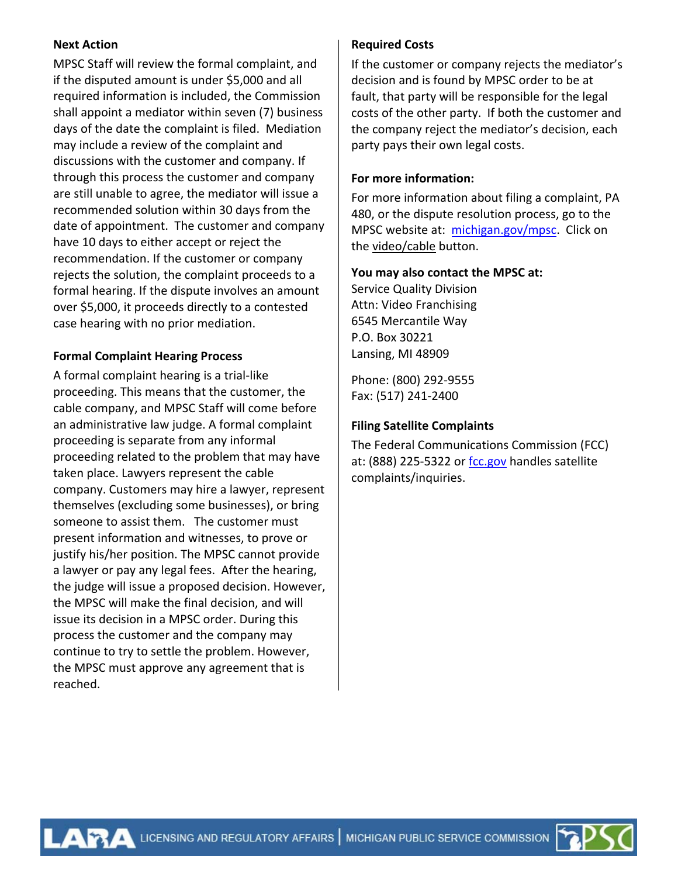**Next Action**

MPSC Staff will review the formal complaint, and if the disputed amount is under $5,000 and all required information is included, the Commission shall appoint a mediator within seven (7) business days of the date the complaint is filed. Mediation may include a review of the complaint and discussions with the customer and company. If through this process the customer and company are still unable to agree, the mediator will issue a recommended solution within 30 days from the date of appointment. The customer and company have 10 days to either accept or reject the recommendation. If the customer or company rejects the solution, the complaint proceeds to a formal hearing. If the dispute involves an amount over $5,000, it proceeds directly to a contested case hearing with no prior mediation.

**Formal Complaint Hearing Process**

A formal complaint hearing is a trial-like proceeding. This means that the customer, the cable company, and MPSC Staff will come before an administrative law judge. A formal complaint proceeding is separate from any informal proceeding related to the problem that may have taken place. Lawyers represent the cable company. Customers may hire a lawyer, represent themselves (excluding some businesses), or bring someone to assist them. The customer must present information and witnesses, to prove or justify his/her position. The MPSC cannot provide a lawyer or pay any legal fees. After the hearing, the judge will issue a proposed decision. However, the MPSC will make the final decision, and will issue its decision in a MPSC order. During this process the customer and the company may continue to try to settle the problem. However, the MPSC must approve any agreement that is reached.

**Required Costs**

If the customer or company rejects the mediator's decision and is found by MPSC order to be at fault, that party will be responsible for the legal costs of the other party. If both the customer and the company reject the mediator's decision, each party pays their own legal costs.

**For more information:**

For more information about filing a complaint, PA 480, or the dispute resolution process, go to the MPSC website at: michigan.gov/mpsc. Click on the video/cable button.

**You may also contact the MPSC at:**

Service Quality Division
Attn: Video Franchising
6545 Mercantile Way
P.O. Box 30221
Lansing, MI 48909

Phone: (800) 292-9555
Fax: (517) 241-2400

**Filing Satellite Complaints**

The Federal Communications Commission (FCC) at: (888) 225-5322 or fcc.gov handles satellite complaints/inquiries.